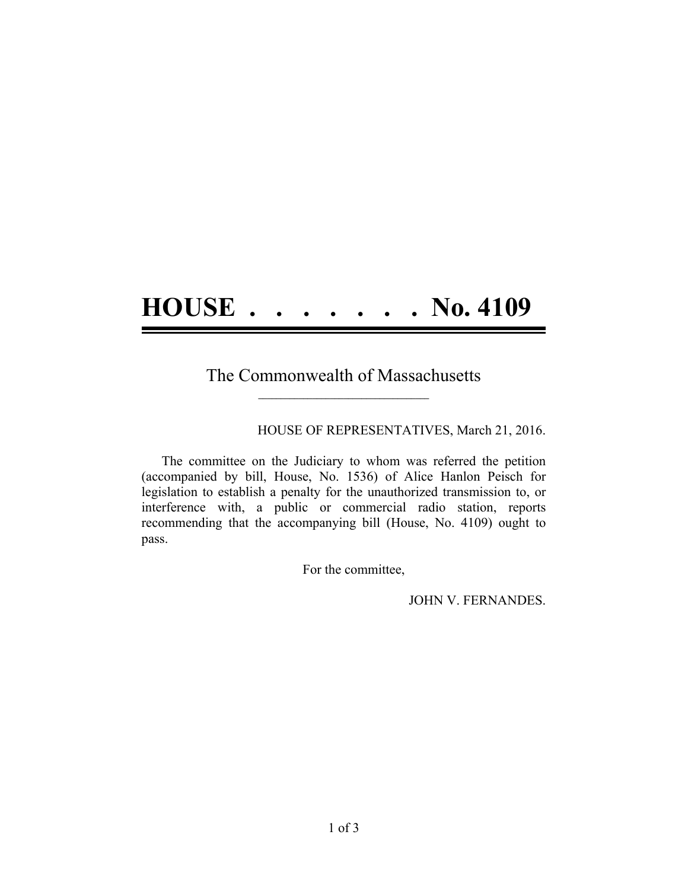# HOUSE . . . . . . . . No. 4109

The Commonwealth of Massachusetts

---

HOUSE OF REPRESENTATIVES, March 21, 2016.

The committee on the Judiciary to whom was referred the petition (accompanied by bill, House, No. 1536) of Alice Hanlon Peisch for legislation to establish a penalty for the unauthorized transmission to, or interference with, a public or commercial radio station, reports recommending that the accompanying bill (House, No. 4109) ought to pass.

For the committee,

JOHN V. FERNANDES.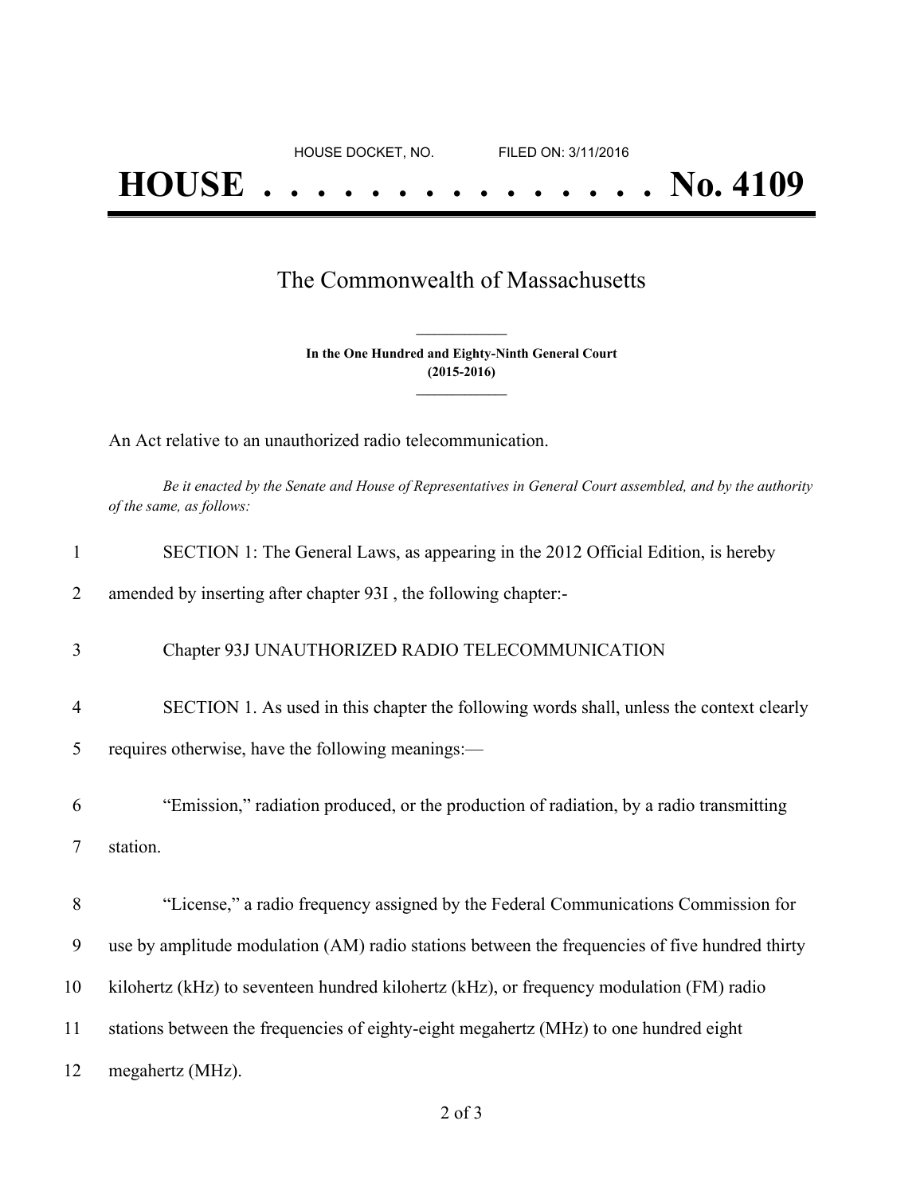HOUSE DOCKET, NO. FILED ON: 3/11/2016

# HOUSE . . . . . . . . . . . . . . . No. 4109

## The Commonwealth of Massachusetts

**In the One Hundred and Eighty-Ninth General Court**
**(2015-2016)**

An Act relative to an unauthorized radio telecommunication.

*Be it enacted by the Senate and House of Representatives in General Court assembled, and by the authority of the same, as follows:*

1 SECTION 1: The General Laws, as appearing in the 2012 Official Edition, is hereby

2 amended by inserting after chapter 93I , the following chapter:-

3 Chapter 93J UNAUTHORIZED RADIO TELECOMMUNICATION

4 SECTION 1. As used in this chapter the following words shall, unless the context clearly

5 requires otherwise, have the following meanings:—

6 "Emission," radiation produced, or the production of radiation, by a radio transmitting

7 station.

8 "License," a radio frequency assigned by the Federal Communications Commission for

9 use by amplitude modulation (AM) radio stations between the frequencies of five hundred thirty

10 kilohertz (kHz) to seventeen hundred kilohertz (kHz), or frequency modulation (FM) radio

11 stations between the frequencies of eighty-eight megahertz (MHz) to one hundred eight

12 megahertz (MHz).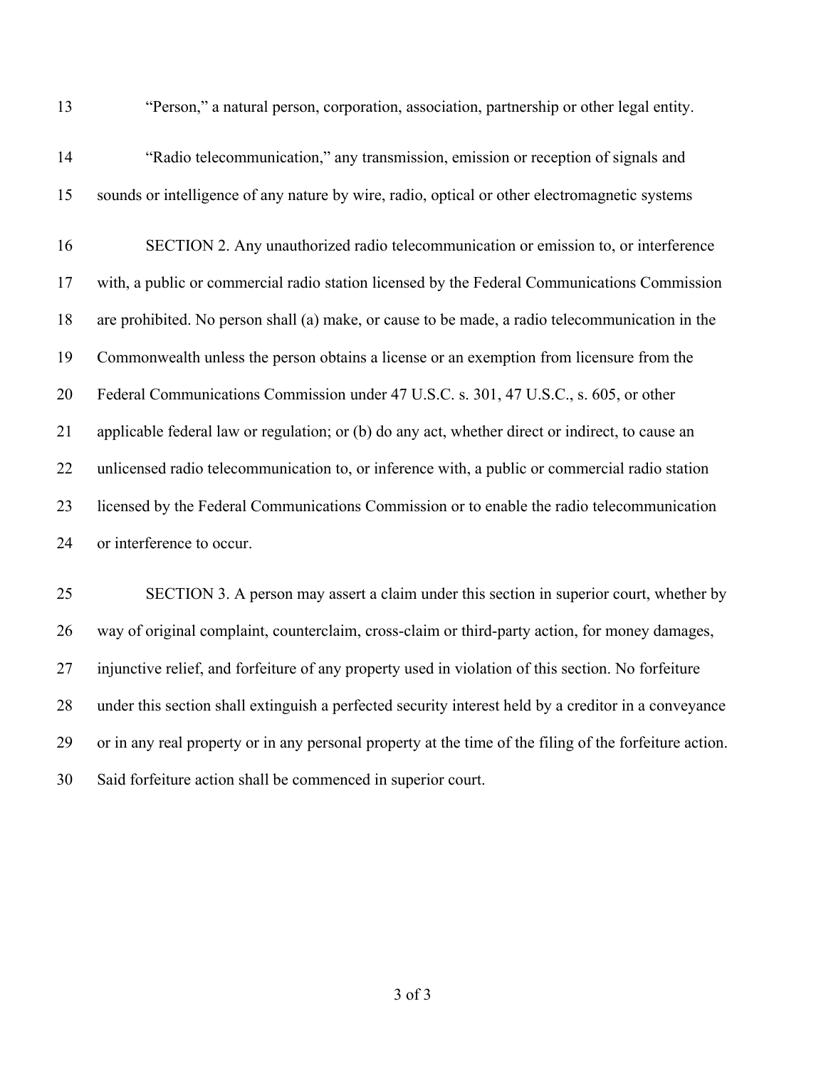"Person," a natural person, corporation, association, partnership or other legal entity.

"Radio telecommunication," any transmission, emission or reception of signals and sounds or intelligence of any nature by wire, radio, optical or other electromagnetic systems

SECTION 2. Any unauthorized radio telecommunication or emission to, or interference with, a public or commercial radio station licensed by the Federal Communications Commission are prohibited. No person shall (a) make, or cause to be made, a radio telecommunication in the Commonwealth unless the person obtains a license or an exemption from licensure from the Federal Communications Commission under 47 U.S.C. s. 301, 47 U.S.C., s. 605, or other applicable federal law or regulation; or (b) do any act, whether direct or indirect, to cause an unlicensed radio telecommunication to, or inference with, a public or commercial radio station licensed by the Federal Communications Commission or to enable the radio telecommunication or interference to occur.

SECTION 3. A person may assert a claim under this section in superior court, whether by way of original complaint, counterclaim, cross-claim or third-party action, for money damages, injunctive relief, and forfeiture of any property used in violation of this section. No forfeiture under this section shall extinguish a perfected security interest held by a creditor in a conveyance or in any real property or in any personal property at the time of the filing of the forfeiture action. Said forfeiture action shall be commenced in superior court.